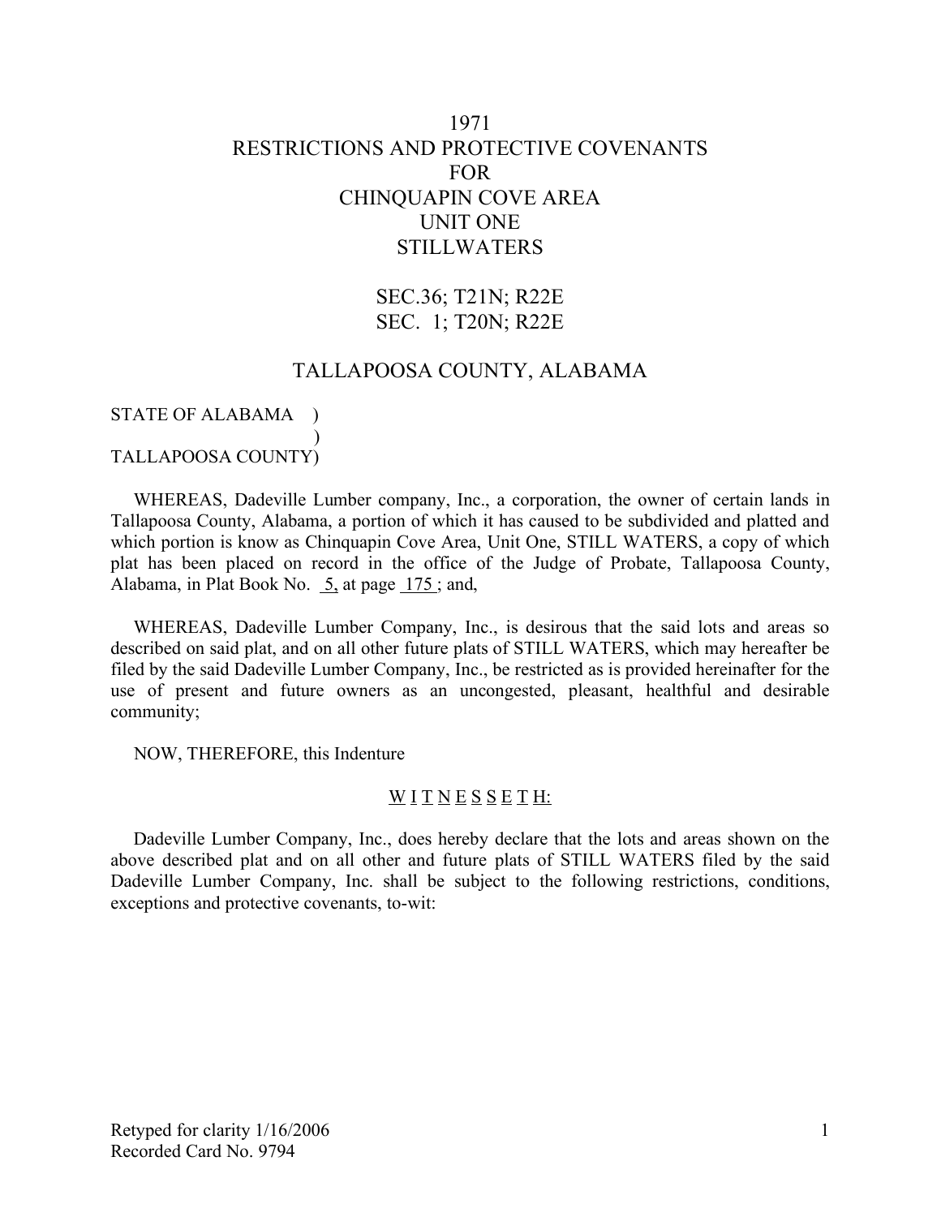# 1971
# RESTRICTIONS AND PROTECTIVE COVENANTS
# FOR
# CHINQUAPIN COVE AREA
# UNIT ONE
# STILLWATERS

SEC.36; T21N; R22E
SEC. 1; T20N; R22E

## TALLAPOOSA COUNTY, ALABAMA

STATE OF ALABAMA )
)
TALLAPOOSA COUNTY)

WHEREAS, Dadeville Lumber company, Inc., a corporation, the owner of certain lands in Tallapoosa County, Alabama, a portion of which it has caused to be subdivided and platted and which portion is know as Chinquapin Cove Area, Unit One, STILL WATERS, a copy of which plat has been placed on record in the office of the Judge of Probate, Tallapoosa County, Alabama, in Plat Book No. 5, at page 175 ; and,

WHEREAS, Dadeville Lumber Company, Inc., is desirous that the said lots and areas so described on said plat, and on all other future plats of STILL WATERS, which may hereafter be filed by the said Dadeville Lumber Company, Inc., be restricted as is provided hereinafter for the use of present and future owners as an uncongested, pleasant, healthful and desirable community;

NOW, THEREFORE, this Indenture

W I T N E S S E T H:

Dadeville Lumber Company, Inc., does hereby declare that the lots and areas shown on the above described plat and on all other and future plats of STILL WATERS filed by the said Dadeville Lumber Company, Inc. shall be subject to the following restrictions, conditions, exceptions and protective covenants, to-wit:

Retyped for clarity 1/16/2006
Recorded Card No. 9794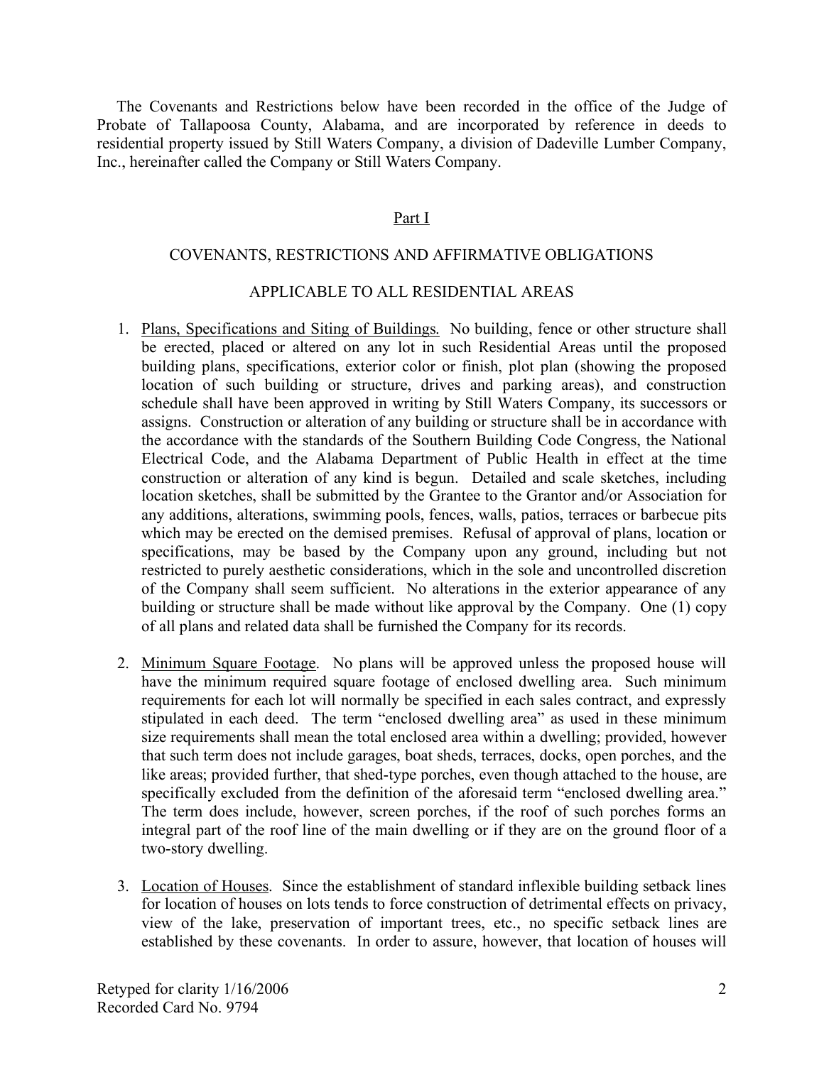The Covenants and Restrictions below have been recorded in the office of the Judge of Probate of Tallapoosa County, Alabama, and are incorporated by reference in deeds to residential property issued by Still Waters Company, a division of Dadeville Lumber Company, Inc., hereinafter called the Company or Still Waters Company.

## Part I

## COVENANTS, RESTRICTIONS AND AFFIRMATIVE OBLIGATIONS

## APPLICABLE TO ALL RESIDENTIAL AREAS

1. Plans, Specifications and Siting of Buildings. No building, fence or other structure shall be erected, placed or altered on any lot in such Residential Areas until the proposed building plans, specifications, exterior color or finish, plot plan (showing the proposed location of such building or structure, drives and parking areas), and construction schedule shall have been approved in writing by Still Waters Company, its successors or assigns. Construction or alteration of any building or structure shall be in accordance with the accordance with the standards of the Southern Building Code Congress, the National Electrical Code, and the Alabama Department of Public Health in effect at the time construction or alteration of any kind is begun. Detailed and scale sketches, including location sketches, shall be submitted by the Grantee to the Grantor and/or Association for any additions, alterations, swimming pools, fences, walls, patios, terraces or barbecue pits which may be erected on the demised premises. Refusal of approval of plans, location or specifications, may be based by the Company upon any ground, including but not restricted to purely aesthetic considerations, which in the sole and uncontrolled discretion of the Company shall seem sufficient. No alterations in the exterior appearance of any building or structure shall be made without like approval by the Company. One (1) copy of all plans and related data shall be furnished the Company for its records.

2. Minimum Square Footage. No plans will be approved unless the proposed house will have the minimum required square footage of enclosed dwelling area. Such minimum requirements for each lot will normally be specified in each sales contract, and expressly stipulated in each deed. The term "enclosed dwelling area" as used in these minimum size requirements shall mean the total enclosed area within a dwelling; provided, however that such term does not include garages, boat sheds, terraces, docks, open porches, and the like areas; provided further, that shed-type porches, even though attached to the house, are specifically excluded from the definition of the aforesaid term "enclosed dwelling area." The term does include, however, screen porches, if the roof of such porches forms an integral part of the roof line of the main dwelling or if they are on the ground floor of a two-story dwelling.

3. Location of Houses. Since the establishment of standard inflexible building setback lines for location of houses on lots tends to force construction of detrimental effects on privacy, view of the lake, preservation of important trees, etc., no specific setback lines are established by these covenants. In order to assure, however, that location of houses will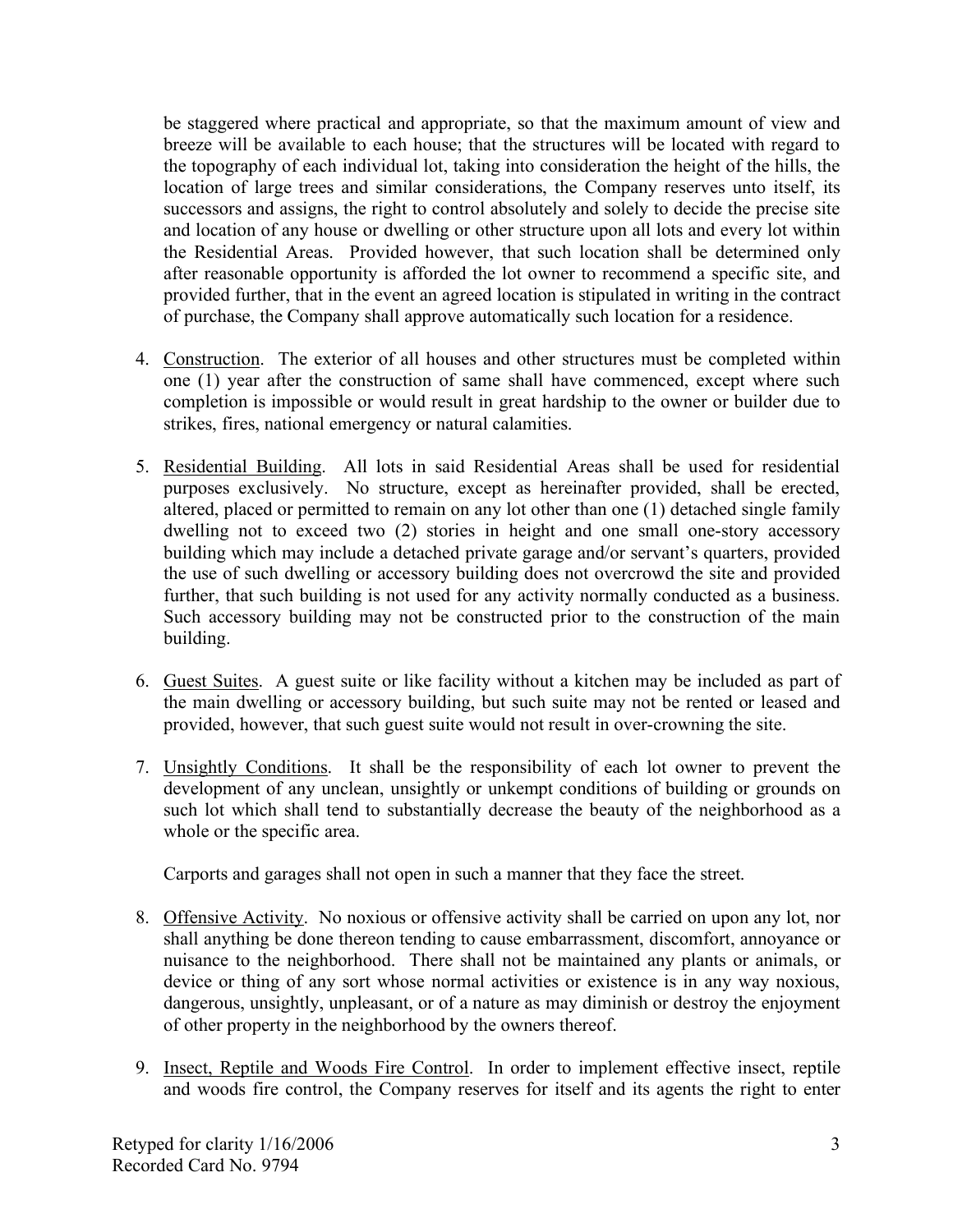be staggered where practical and appropriate, so that the maximum amount of view and breeze will be available to each house; that the structures will be located with regard to the topography of each individual lot, taking into consideration the height of the hills, the location of large trees and similar considerations, the Company reserves unto itself, its successors and assigns, the right to control absolutely and solely to decide the precise site and location of any house or dwelling or other structure upon all lots and every lot within the Residential Areas. Provided however, that such location shall be determined only after reasonable opportunity is afforded the lot owner to recommend a specific site, and provided further, that in the event an agreed location is stipulated in writing in the contract of purchase, the Company shall approve automatically such location for a residence.

4. Construction. The exterior of all houses and other structures must be completed within one (1) year after the construction of same shall have commenced, except where such completion is impossible or would result in great hardship to the owner or builder due to strikes, fires, national emergency or natural calamities.

5. Residential Building. All lots in said Residential Areas shall be used for residential purposes exclusively. No structure, except as hereinafter provided, shall be erected, altered, placed or permitted to remain on any lot other than one (1) detached single family dwelling not to exceed two (2) stories in height and one small one-story accessory building which may include a detached private garage and/or servant's quarters, provided the use of such dwelling or accessory building does not overcrowd the site and provided further, that such building is not used for any activity normally conducted as a business. Such accessory building may not be constructed prior to the construction of the main building.

6. Guest Suites. A guest suite or like facility without a kitchen may be included as part of the main dwelling or accessory building, but such suite may not be rented or leased and provided, however, that such guest suite would not result in over-crowning the site.

7. Unsightly Conditions. It shall be the responsibility of each lot owner to prevent the development of any unclean, unsightly or unkempt conditions of building or grounds on such lot which shall tend to substantially decrease the beauty of the neighborhood as a whole or the specific area.

   Carports and garages shall not open in such a manner that they face the street.

8. Offensive Activity. No noxious or offensive activity shall be carried on upon any lot, nor shall anything be done thereon tending to cause embarrassment, discomfort, annoyance or nuisance to the neighborhood. There shall not be maintained any plants or animals, or device or thing of any sort whose normal activities or existence is in any way noxious, dangerous, unsightly, unpleasant, or of a nature as may diminish or destroy the enjoyment of other property in the neighborhood by the owners thereof.

9. Insect, Reptile and Woods Fire Control. In order to implement effective insect, reptile and woods fire control, the Company reserves for itself and its agents the right to enter

Retyped for clarity 1/16/2006
Recorded Card No. 9794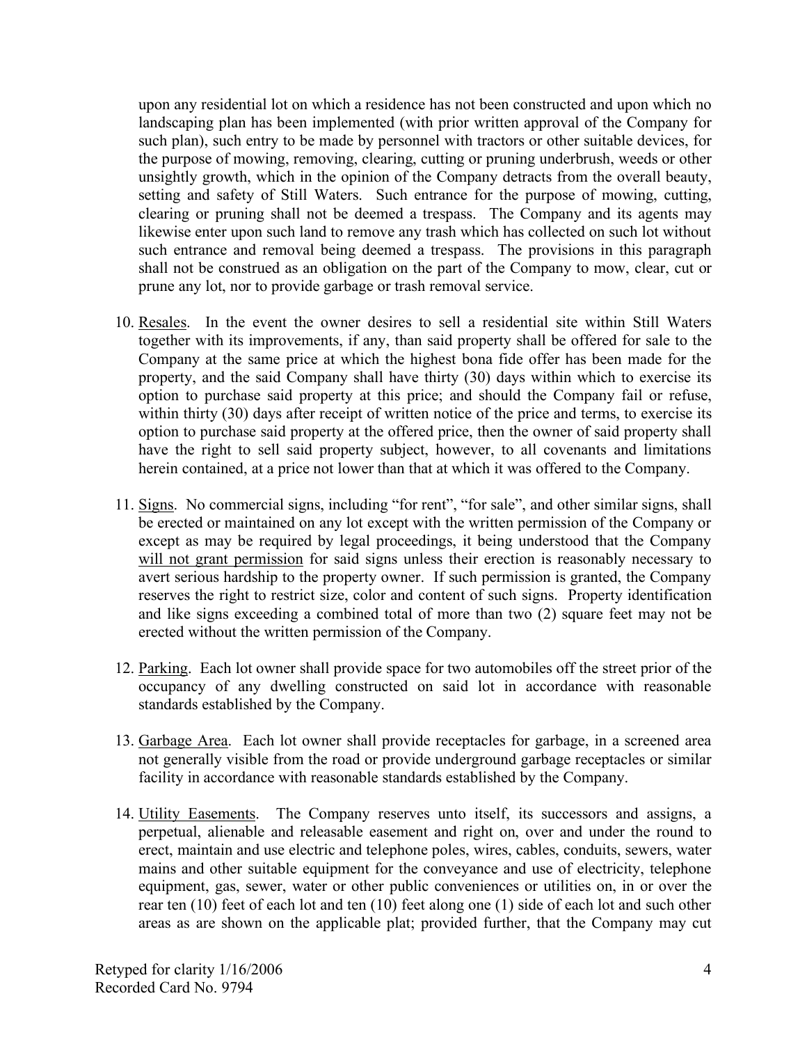upon any residential lot on which a residence has not been constructed and upon which no landscaping plan has been implemented (with prior written approval of the Company for such plan), such entry to be made by personnel with tractors or other suitable devices, for the purpose of mowing, removing, clearing, cutting or pruning underbrush, weeds or other unsightly growth, which in the opinion of the Company detracts from the overall beauty, setting and safety of Still Waters. Such entrance for the purpose of mowing, cutting, clearing or pruning shall not be deemed a trespass. The Company and its agents may likewise enter upon such land to remove any trash which has collected on such lot without such entrance and removal being deemed a trespass. The provisions in this paragraph shall not be construed as an obligation on the part of the Company to mow, clear, cut or prune any lot, nor to provide garbage or trash removal service.

10. Resales. In the event the owner desires to sell a residential site within Still Waters together with its improvements, if any, than said property shall be offered for sale to the Company at the same price at which the highest bona fide offer has been made for the property, and the said Company shall have thirty (30) days within which to exercise its option to purchase said property at this price; and should the Company fail or refuse, within thirty (30) days after receipt of written notice of the price and terms, to exercise its option to purchase said property at the offered price, then the owner of said property shall have the right to sell said property subject, however, to all covenants and limitations herein contained, at a price not lower than that at which it was offered to the Company.

11. Signs. No commercial signs, including "for rent", "for sale", and other similar signs, shall be erected or maintained on any lot except with the written permission of the Company or except as may be required by legal proceedings, it being understood that the Company will not grant permission for said signs unless their erection is reasonably necessary to avert serious hardship to the property owner. If such permission is granted, the Company reserves the right to restrict size, color and content of such signs. Property identification and like signs exceeding a combined total of more than two (2) square feet may not be erected without the written permission of the Company.

12. Parking. Each lot owner shall provide space for two automobiles off the street prior of the occupancy of any dwelling constructed on said lot in accordance with reasonable standards established by the Company.

13. Garbage Area. Each lot owner shall provide receptacles for garbage, in a screened area not generally visible from the road or provide underground garbage receptacles or similar facility in accordance with reasonable standards established by the Company.

14. Utility Easements. The Company reserves unto itself, its successors and assigns, a perpetual, alienable and releasable easement and right on, over and under the round to erect, maintain and use electric and telephone poles, wires, cables, conduits, sewers, water mains and other suitable equipment for the conveyance and use of electricity, telephone equipment, gas, sewer, water or other public conveniences or utilities on, in or over the rear ten (10) feet of each lot and ten (10) feet along one (1) side of each lot and such other areas as are shown on the applicable plat; provided further, that the Company may cut

Retyped for clarity 1/16/2006
Recorded Card No. 9794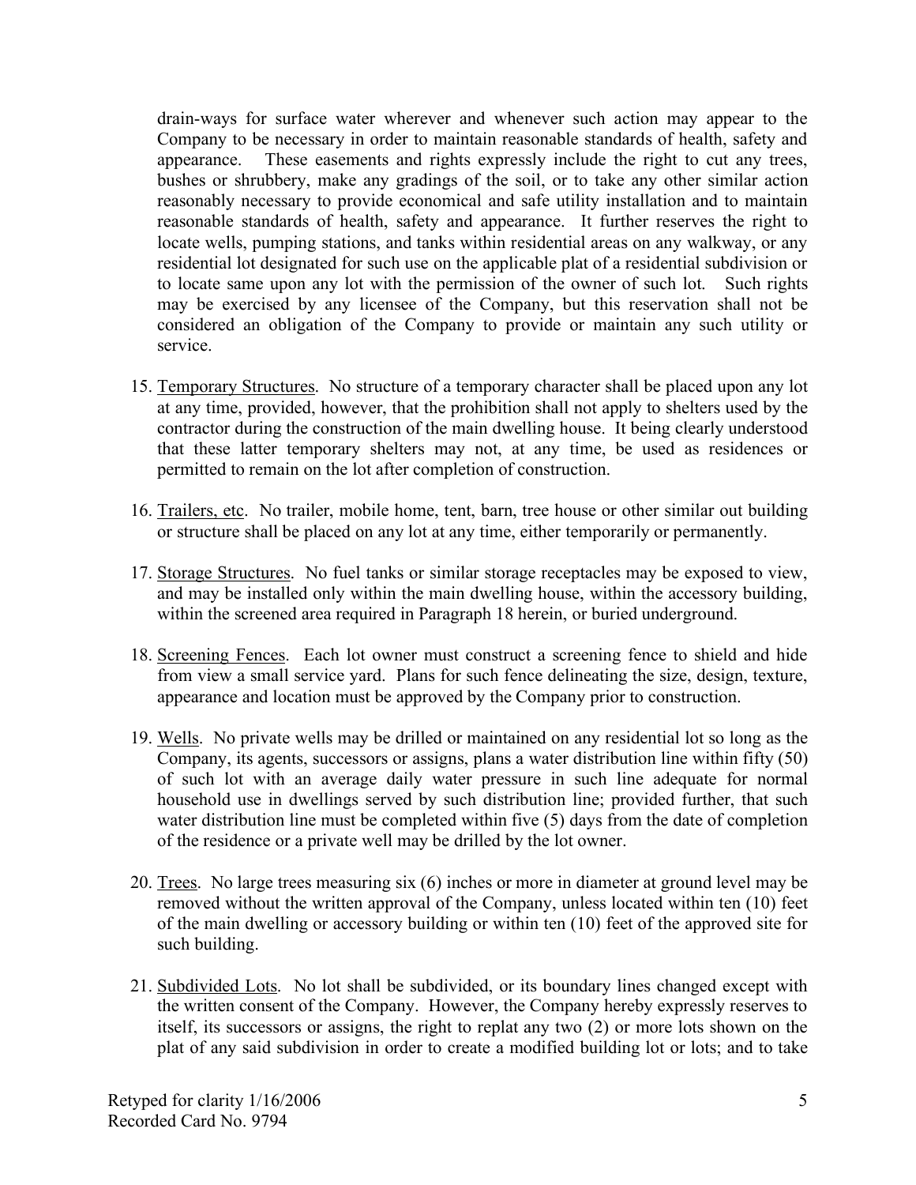drain-ways for surface water wherever and whenever such action may appear to the Company to be necessary in order to maintain reasonable standards of health, safety and appearance. These easements and rights expressly include the right to cut any trees, bushes or shrubbery, make any gradings of the soil, or to take any other similar action reasonably necessary to provide economical and safe utility installation and to maintain reasonable standards of health, safety and appearance. It further reserves the right to locate wells, pumping stations, and tanks within residential areas on any walkway, or any residential lot designated for such use on the applicable plat of a residential subdivision or to locate same upon any lot with the permission of the owner of such lot. Such rights may be exercised by any licensee of the Company, but this reservation shall not be considered an obligation of the Company to provide or maintain any such utility or service.

15. <u>Temporary Structures</u>. No structure of a temporary character shall be placed upon any lot at any time, provided, however, that the prohibition shall not apply to shelters used by the contractor during the construction of the main dwelling house. It being clearly understood that these latter temporary shelters may not, at any time, be used as residences or permitted to remain on the lot after completion of construction.

16. <u>Trailers, etc</u>. No trailer, mobile home, tent, barn, tree house or other similar out building or structure shall be placed on any lot at any time, either temporarily or permanently.

17. <u>Storage Structures</u>. No fuel tanks or similar storage receptacles may be exposed to view, and may be installed only within the main dwelling house, within the accessory building, within the screened area required in Paragraph 18 herein, or buried underground.

18. <u>Screening Fences</u>. Each lot owner must construct a screening fence to shield and hide from view a small service yard. Plans for such fence delineating the size, design, texture, appearance and location must be approved by the Company prior to construction.

19. <u>Wells</u>. No private wells may be drilled or maintained on any residential lot so long as the Company, its agents, successors or assigns, plans a water distribution line within fifty (50) of such lot with an average daily water pressure in such line adequate for normal household use in dwellings served by such distribution line; provided further, that such water distribution line must be completed within five (5) days from the date of completion of the residence or a private well may be drilled by the lot owner.

20. <u>Trees</u>. No large trees measuring six (6) inches or more in diameter at ground level may be removed without the written approval of the Company, unless located within ten (10) feet of the main dwelling or accessory building or within ten (10) feet of the approved site for such building.

21. <u>Subdivided Lots</u>. No lot shall be subdivided, or its boundary lines changed except with the written consent of the Company. However, the Company hereby expressly reserves to itself, its successors or assigns, the right to replat any two (2) or more lots shown on the plat of any said subdivision in order to create a modified building lot or lots; and to take

Retyped for clarity 1/16/2006
Recorded Card No. 9794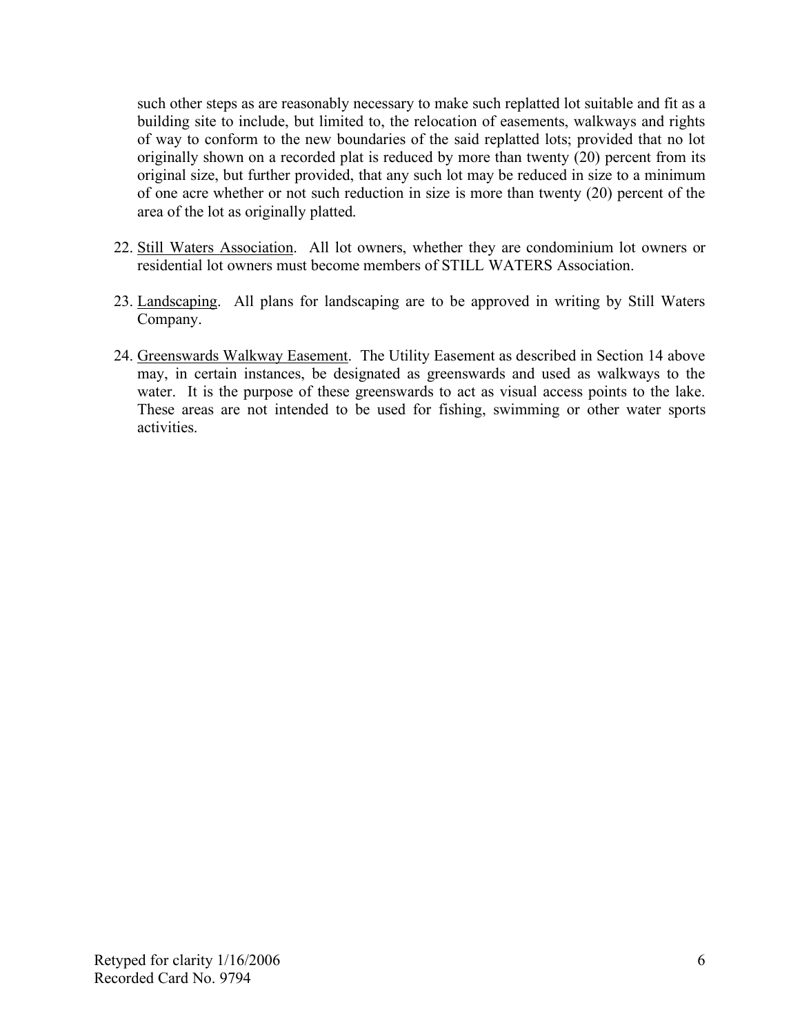such other steps as are reasonably necessary to make such replatted lot suitable and fit as a building site to include, but limited to, the relocation of easements, walkways and rights of way to conform to the new boundaries of the said replatted lots; provided that no lot originally shown on a recorded plat is reduced by more than twenty (20) percent from its original size, but further provided, that any such lot may be reduced in size to a minimum of one acre whether or not such reduction in size is more than twenty (20) percent of the area of the lot as originally platted.

22. <u>Still Waters Association</u>. All lot owners, whether they are condominium lot owners or residential lot owners must become members of STILL WATERS Association.

23. <u>Landscaping</u>. All plans for landscaping are to be approved in writing by Still Waters Company.

24. <u>Greenswards Walkway Easement</u>. The Utility Easement as described in Section 14 above may, in certain instances, be designated as greenswards and used as walkways to the water. It is the purpose of these greenswards to act as visual access points to the lake. These areas are not intended to be used for fishing, swimming or other water sports activities.

Retyped for clarity 1/16/2006
Recorded Card No. 9794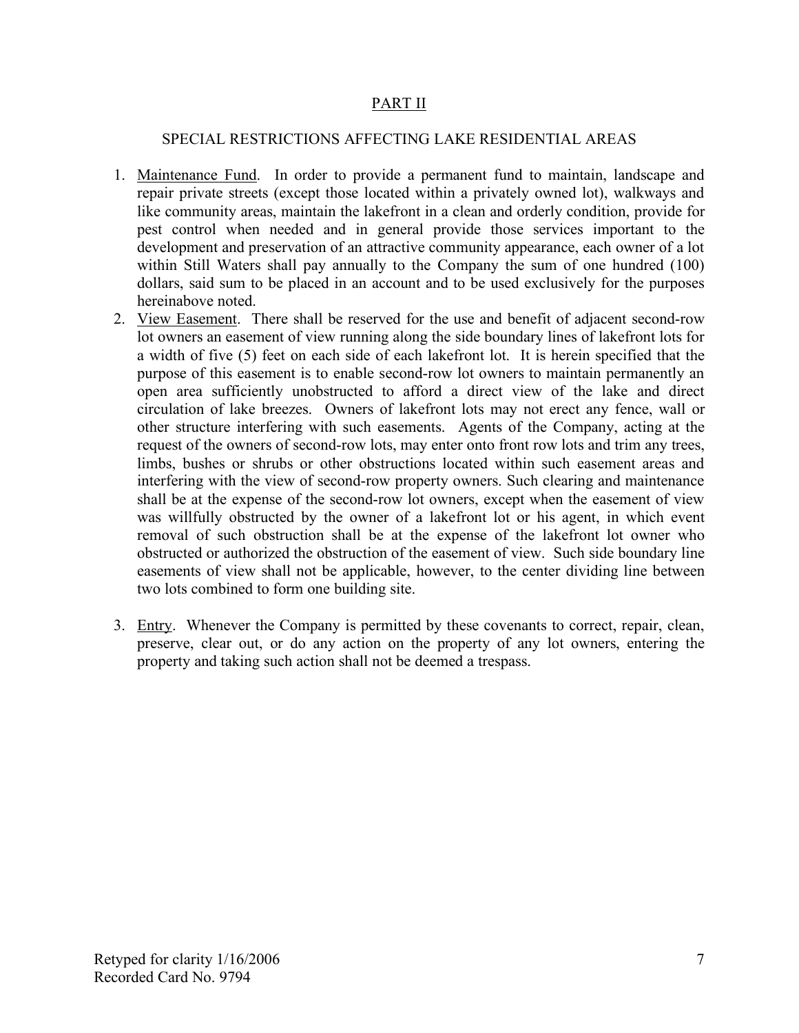## PART II

### SPECIAL RESTRICTIONS AFFECTING LAKE RESIDENTIAL AREAS

1. Maintenance Fund. In order to provide a permanent fund to maintain, landscape and repair private streets (except those located within a privately owned lot), walkways and like community areas, maintain the lakefront in a clean and orderly condition, provide for pest control when needed and in general provide those services important to the development and preservation of an attractive community appearance, each owner of a lot within Still Waters shall pay annually to the Company the sum of one hundred (100) dollars, said sum to be placed in an account and to be used exclusively for the purposes hereinabove noted.
2. View Easement. There shall be reserved for the use and benefit of adjacent second-row lot owners an easement of view running along the side boundary lines of lakefront lots for a width of five (5) feet on each side of each lakefront lot. It is herein specified that the purpose of this easement is to enable second-row lot owners to maintain permanently an open area sufficiently unobstructed to afford a direct view of the lake and direct circulation of lake breezes. Owners of lakefront lots may not erect any fence, wall or other structure interfering with such easements. Agents of the Company, acting at the request of the owners of second-row lots, may enter onto front row lots and trim any trees, limbs, bushes or shrubs or other obstructions located within such easement areas and interfering with the view of second-row property owners. Such clearing and maintenance shall be at the expense of the second-row lot owners, except when the easement of view was willfully obstructed by the owner of a lakefront lot or his agent, in which event removal of such obstruction shall be at the expense of the lakefront lot owner who obstructed or authorized the obstruction of the easement of view. Such side boundary line easements of view shall not be applicable, however, to the center dividing line between two lots combined to form one building site.
3. Entry. Whenever the Company is permitted by these covenants to correct, repair, clean, preserve, clear out, or do any action on the property of any lot owners, entering the property and taking such action shall not be deemed a trespass.

Retyped for clarity 1/16/2006
Recorded Card No. 9794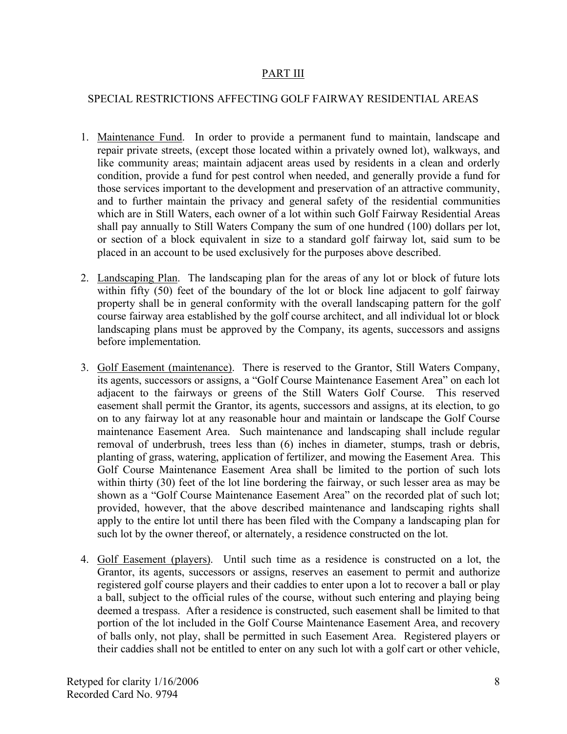## PART III

### SPECIAL RESTRICTIONS AFFECTING GOLF FAIRWAY RESIDENTIAL AREAS

1. Maintenance Fund. In order to provide a permanent fund to maintain, landscape and repair private streets, (except those located within a privately owned lot), walkways, and like community areas; maintain adjacent areas used by residents in a clean and orderly condition, provide a fund for pest control when needed, and generally provide a fund for those services important to the development and preservation of an attractive community, and to further maintain the privacy and general safety of the residential communities which are in Still Waters, each owner of a lot within such Golf Fairway Residential Areas shall pay annually to Still Waters Company the sum of one hundred (100) dollars per lot, or section of a block equivalent in size to a standard golf fairway lot, said sum to be placed in an account to be used exclusively for the purposes above described.

2. Landscaping Plan. The landscaping plan for the areas of any lot or block of future lots within fifty (50) feet of the boundary of the lot or block line adjacent to golf fairway property shall be in general conformity with the overall landscaping pattern for the golf course fairway area established by the golf course architect, and all individual lot or block landscaping plans must be approved by the Company, its agents, successors and assigns before implementation.

3. Golf Easement (maintenance). There is reserved to the Grantor, Still Waters Company, its agents, successors or assigns, a "Golf Course Maintenance Easement Area" on each lot adjacent to the fairways or greens of the Still Waters Golf Course. This reserved easement shall permit the Grantor, its agents, successors and assigns, at its election, to go on to any fairway lot at any reasonable hour and maintain or landscape the Golf Course maintenance Easement Area. Such maintenance and landscaping shall include regular removal of underbrush, trees less than (6) inches in diameter, stumps, trash or debris, planting of grass, watering, application of fertilizer, and mowing the Easement Area. This Golf Course Maintenance Easement Area shall be limited to the portion of such lots within thirty (30) feet of the lot line bordering the fairway, or such lesser area as may be shown as a "Golf Course Maintenance Easement Area" on the recorded plat of such lot; provided, however, that the above described maintenance and landscaping rights shall apply to the entire lot until there has been filed with the Company a landscaping plan for such lot by the owner thereof, or alternately, a residence constructed on the lot.

4. Golf Easement (players). Until such time as a residence is constructed on a lot, the Grantor, its agents, successors or assigns, reserves an easement to permit and authorize registered golf course players and their caddies to enter upon a lot to recover a ball or play a ball, subject to the official rules of the course, without such entering and playing being deemed a trespass. After a residence is constructed, such easement shall be limited to that portion of the lot included in the Golf Course Maintenance Easement Area, and recovery of balls only, not play, shall be permitted in such Easement Area. Registered players or their caddies shall not be entitled to enter on any such lot with a golf cart or other vehicle,

Retyped for clarity 1/16/2006
Recorded Card No. 9794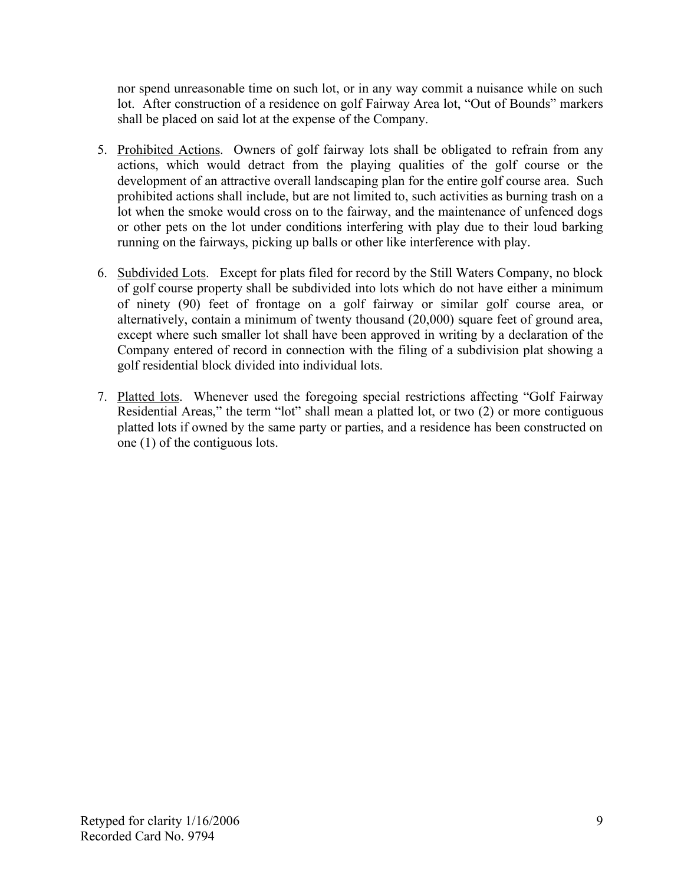nor spend unreasonable time on such lot, or in any way commit a nuisance while on such lot. After construction of a residence on golf Fairway Area lot, "Out of Bounds" markers shall be placed on said lot at the expense of the Company.

5. Prohibited Actions. Owners of golf fairway lots shall be obligated to refrain from any actions, which would detract from the playing qualities of the golf course or the development of an attractive overall landscaping plan for the entire golf course area. Such prohibited actions shall include, but are not limited to, such activities as burning trash on a lot when the smoke would cross on to the fairway, and the maintenance of unfenced dogs or other pets on the lot under conditions interfering with play due to their loud barking running on the fairways, picking up balls or other like interference with play.

6. Subdivided Lots. Except for plats filed for record by the Still Waters Company, no block of golf course property shall be subdivided into lots which do not have either a minimum of ninety (90) feet of frontage on a golf fairway or similar golf course area, or alternatively, contain a minimum of twenty thousand (20,000) square feet of ground area, except where such smaller lot shall have been approved in writing by a declaration of the Company entered of record in connection with the filing of a subdivision plat showing a golf residential block divided into individual lots.

7. Platted lots. Whenever used the foregoing special restrictions affecting "Golf Fairway Residential Areas," the term "lot" shall mean a platted lot, or two (2) or more contiguous platted lots if owned by the same party or parties, and a residence has been constructed on one (1) of the contiguous lots.

Retyped for clarity 1/16/2006
Recorded Card No. 9794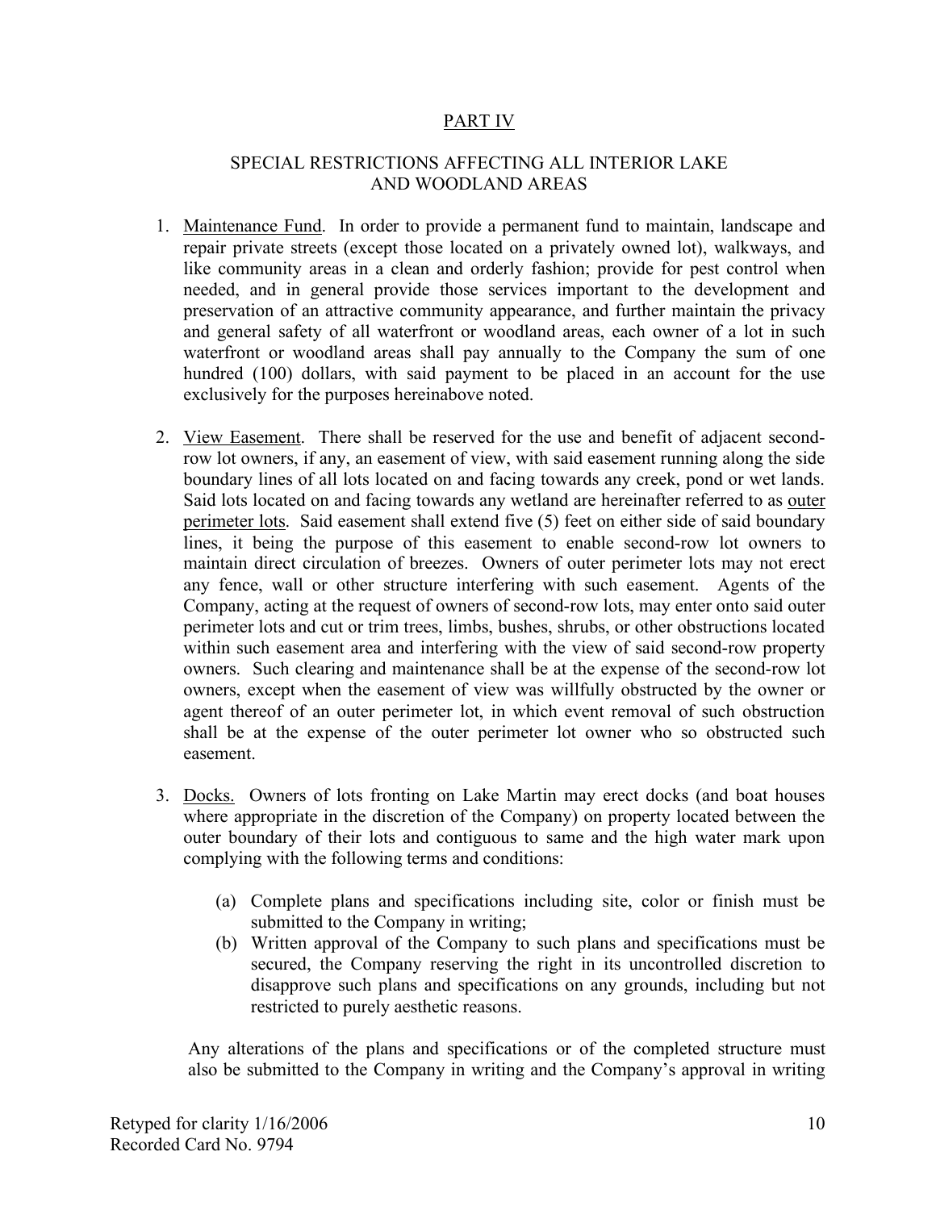## PART IV

### SPECIAL RESTRICTIONS AFFECTING ALL INTERIOR LAKE AND WOODLAND AREAS

1. Maintenance Fund. In order to provide a permanent fund to maintain, landscape and repair private streets (except those located on a privately owned lot), walkways, and like community areas in a clean and orderly fashion; provide for pest control when needed, and in general provide those services important to the development and preservation of an attractive community appearance, and further maintain the privacy and general safety of all waterfront or woodland areas, each owner of a lot in such waterfront or woodland areas shall pay annually to the Company the sum of one hundred (100) dollars, with said payment to be placed in an account for the use exclusively for the purposes hereinabove noted.

2. View Easement. There shall be reserved for the use and benefit of adjacent second-row lot owners, if any, an easement of view, with said easement running along the side boundary lines of all lots located on and facing towards any creek, pond or wet lands. Said lots located on and facing towards any wetland are hereinafter referred to as outer perimeter lots. Said easement shall extend five (5) feet on either side of said boundary lines, it being the purpose of this easement to enable second-row lot owners to maintain direct circulation of breezes. Owners of outer perimeter lots may not erect any fence, wall or other structure interfering with such easement. Agents of the Company, acting at the request of owners of second-row lots, may enter onto said outer perimeter lots and cut or trim trees, limbs, bushes, shrubs, or other obstructions located within such easement area and interfering with the view of said second-row property owners. Such clearing and maintenance shall be at the expense of the second-row lot owners, except when the easement of view was willfully obstructed by the owner or agent thereof of an outer perimeter lot, in which event removal of such obstruction shall be at the expense of the outer perimeter lot owner who so obstructed such easement.

3. Docks. Owners of lots fronting on Lake Martin may erect docks (and boat houses where appropriate in the discretion of the Company) on property located between the outer boundary of their lots and contiguous to same and the high water mark upon complying with the following terms and conditions:

   (a) Complete plans and specifications including site, color or finish must be submitted to the Company in writing;
   (b) Written approval of the Company to such plans and specifications must be secured, the Company reserving the right in its uncontrolled discretion to disapprove such plans and specifications on any grounds, including but not restricted to purely aesthetic reasons.

   Any alterations of the plans and specifications or of the completed structure must also be submitted to the Company in writing and the Company's approval in writing

Retyped for clarity 1/16/2006
Recorded Card No. 9794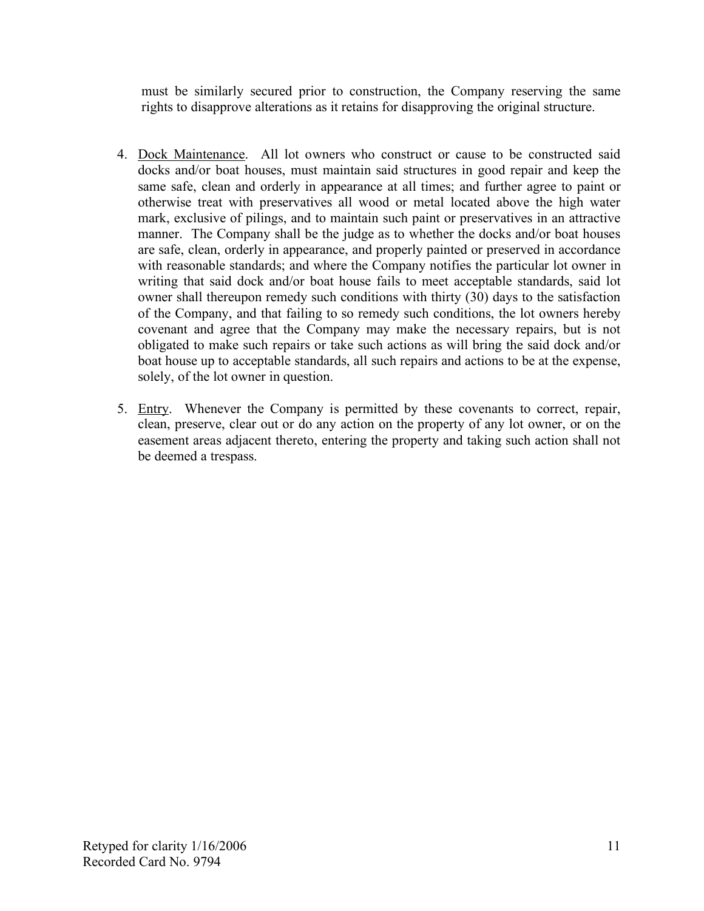must be similarly secured prior to construction, the Company reserving the same rights to disapprove alterations as it retains for disapproving the original structure.

4. Dock Maintenance. All lot owners who construct or cause to be constructed said docks and/or boat houses, must maintain said structures in good repair and keep the same safe, clean and orderly in appearance at all times; and further agree to paint or otherwise treat with preservatives all wood or metal located above the high water mark, exclusive of pilings, and to maintain such paint or preservatives in an attractive manner. The Company shall be the judge as to whether the docks and/or boat houses are safe, clean, orderly in appearance, and properly painted or preserved in accordance with reasonable standards; and where the Company notifies the particular lot owner in writing that said dock and/or boat house fails to meet acceptable standards, said lot owner shall thereupon remedy such conditions with thirty (30) days to the satisfaction of the Company, and that failing to so remedy such conditions, the lot owners hereby covenant and agree that the Company may make the necessary repairs, but is not obligated to make such repairs or take such actions as will bring the said dock and/or boat house up to acceptable standards, all such repairs and actions to be at the expense, solely, of the lot owner in question.

5. Entry. Whenever the Company is permitted by these covenants to correct, repair, clean, preserve, clear out or do any action on the property of any lot owner, or on the easement areas adjacent thereto, entering the property and taking such action shall not be deemed a trespass.

Retyped for clarity 1/16/2006
Recorded Card No. 9794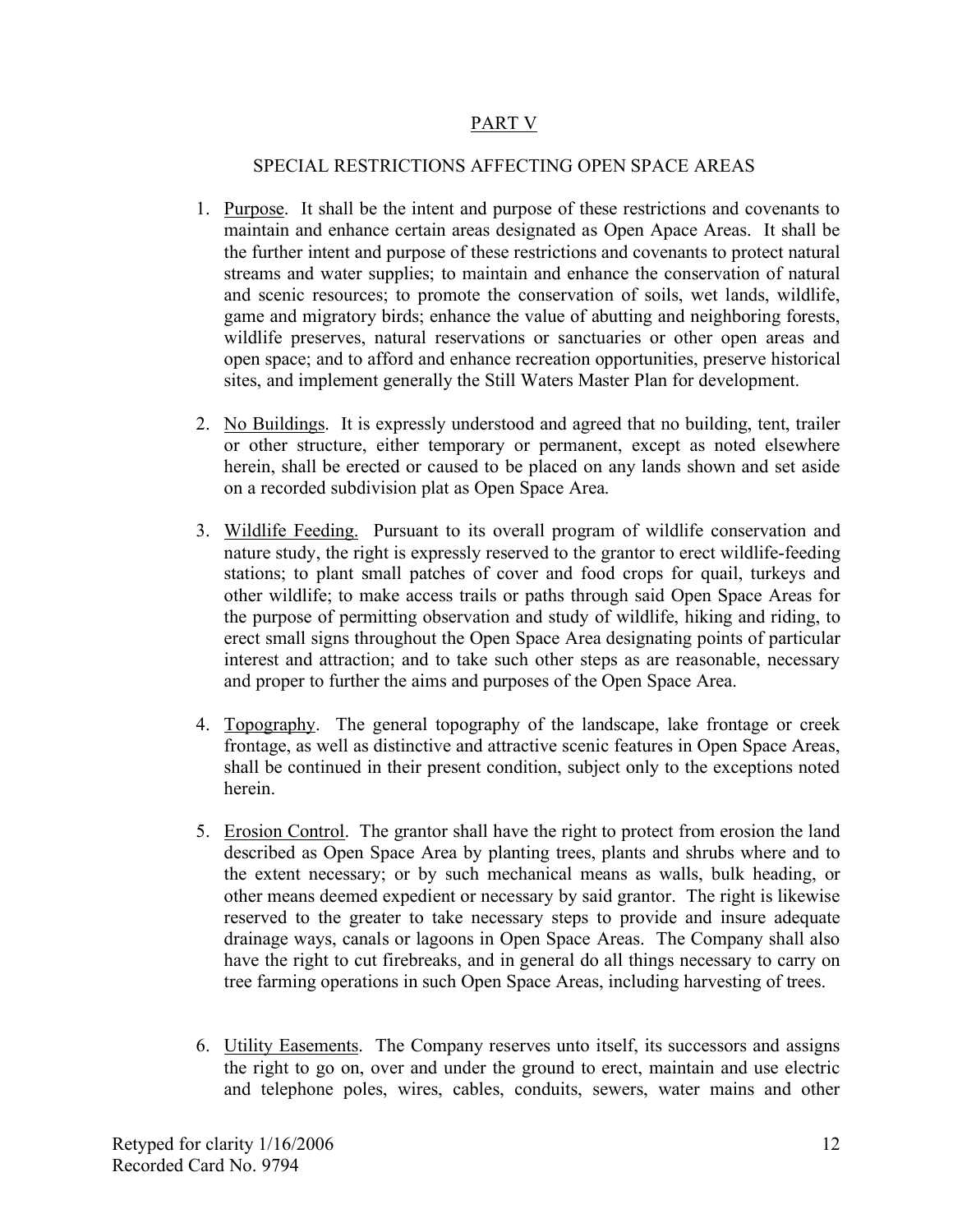## PART V

### SPECIAL RESTRICTIONS AFFECTING OPEN SPACE AREAS

1. Purpose. It shall be the intent and purpose of these restrictions and covenants to maintain and enhance certain areas designated as Open Apace Areas. It shall be the further intent and purpose of these restrictions and covenants to protect natural streams and water supplies; to maintain and enhance the conservation of natural and scenic resources; to promote the conservation of soils, wet lands, wildlife, game and migratory birds; enhance the value of abutting and neighboring forests, wildlife preserves, natural reservations or sanctuaries or other open areas and open space; and to afford and enhance recreation opportunities, preserve historical sites, and implement generally the Still Waters Master Plan for development.

2. No Buildings. It is expressly understood and agreed that no building, tent, trailer or other structure, either temporary or permanent, except as noted elsewhere herein, shall be erected or caused to be placed on any lands shown and set aside on a recorded subdivision plat as Open Space Area.

3. Wildlife Feeding. Pursuant to its overall program of wildlife conservation and nature study, the right is expressly reserved to the grantor to erect wildlife-feeding stations; to plant small patches of cover and food crops for quail, turkeys and other wildlife; to make access trails or paths through said Open Space Areas for the purpose of permitting observation and study of wildlife, hiking and riding, to erect small signs throughout the Open Space Area designating points of particular interest and attraction; and to take such other steps as are reasonable, necessary and proper to further the aims and purposes of the Open Space Area.

4. Topography. The general topography of the landscape, lake frontage or creek frontage, as well as distinctive and attractive scenic features in Open Space Areas, shall be continued in their present condition, subject only to the exceptions noted herein.

5. Erosion Control. The grantor shall have the right to protect from erosion the land described as Open Space Area by planting trees, plants and shrubs where and to the extent necessary; or by such mechanical means as walls, bulk heading, or other means deemed expedient or necessary by said grantor. The right is likewise reserved to the greater to take necessary steps to provide and insure adequate drainage ways, canals or lagoons in Open Space Areas. The Company shall also have the right to cut firebreaks, and in general do all things necessary to carry on tree farming operations in such Open Space Areas, including harvesting of trees.

6. Utility Easements. The Company reserves unto itself, its successors and assigns the right to go on, over and under the ground to erect, maintain and use electric and telephone poles, wires, cables, conduits, sewers, water mains and other

Retyped for clarity 1/16/2006
Recorded Card No. 9794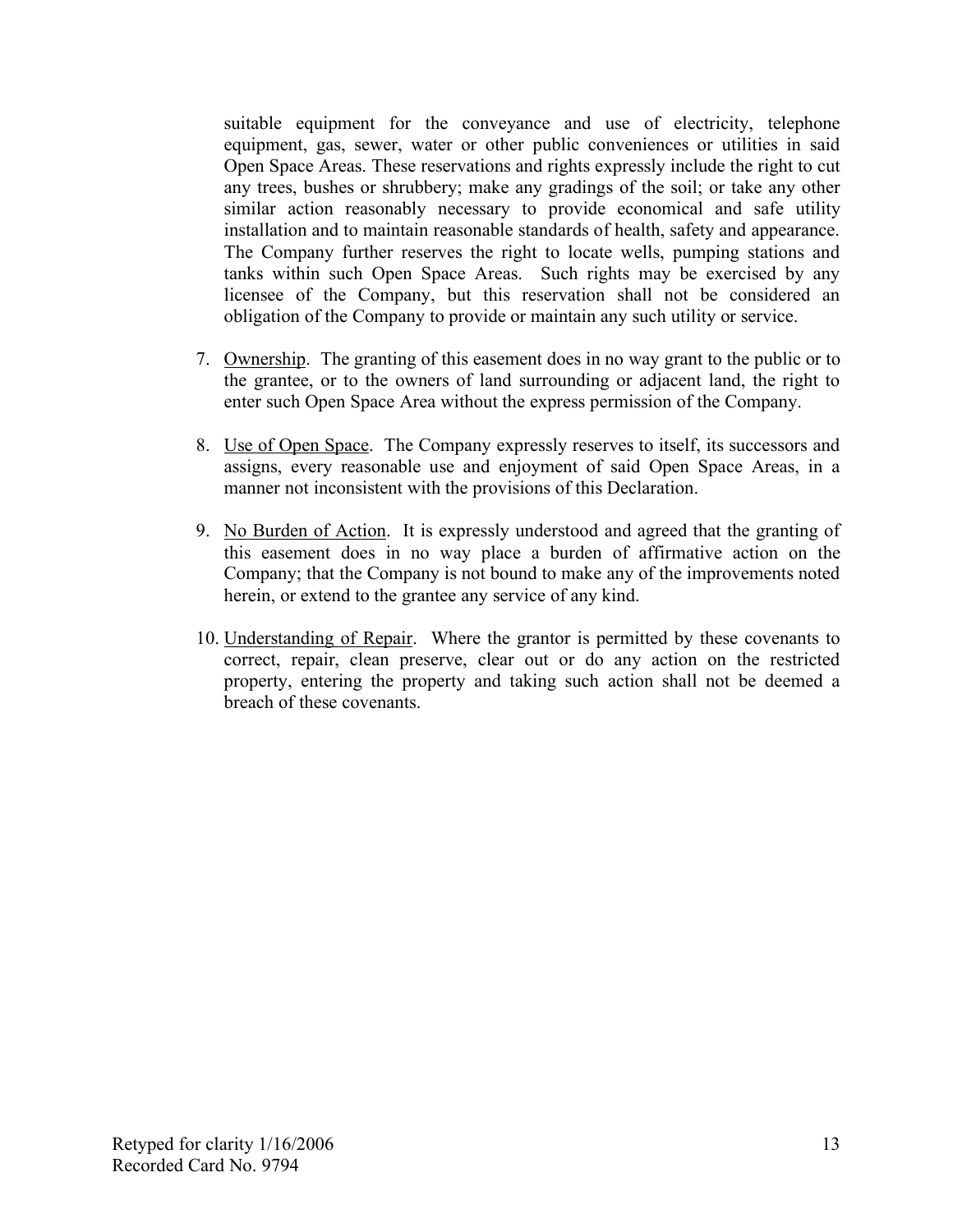suitable equipment for the conveyance and use of electricity, telephone equipment, gas, sewer, water or other public conveniences or utilities in said Open Space Areas. These reservations and rights expressly include the right to cut any trees, bushes or shrubbery; make any gradings of the soil; or take any other similar action reasonably necessary to provide economical and safe utility installation and to maintain reasonable standards of health, safety and appearance. The Company further reserves the right to locate wells, pumping stations and tanks within such Open Space Areas. Such rights may be exercised by any licensee of the Company, but this reservation shall not be considered an obligation of the Company to provide or maintain any such utility or service.

7. Ownership. The granting of this easement does in no way grant to the public or to the grantee, or to the owners of land surrounding or adjacent land, the right to enter such Open Space Area without the express permission of the Company.

8. Use of Open Space. The Company expressly reserves to itself, its successors and assigns, every reasonable use and enjoyment of said Open Space Areas, in a manner not inconsistent with the provisions of this Declaration.

9. No Burden of Action. It is expressly understood and agreed that the granting of this easement does in no way place a burden of affirmative action on the Company; that the Company is not bound to make any of the improvements noted herein, or extend to the grantee any service of any kind.

10. Understanding of Repair. Where the grantor is permitted by these covenants to correct, repair, clean preserve, clear out or do any action on the restricted property, entering the property and taking such action shall not be deemed a breach of these covenants.

Retyped for clarity 1/16/2006
Recorded Card No. 9794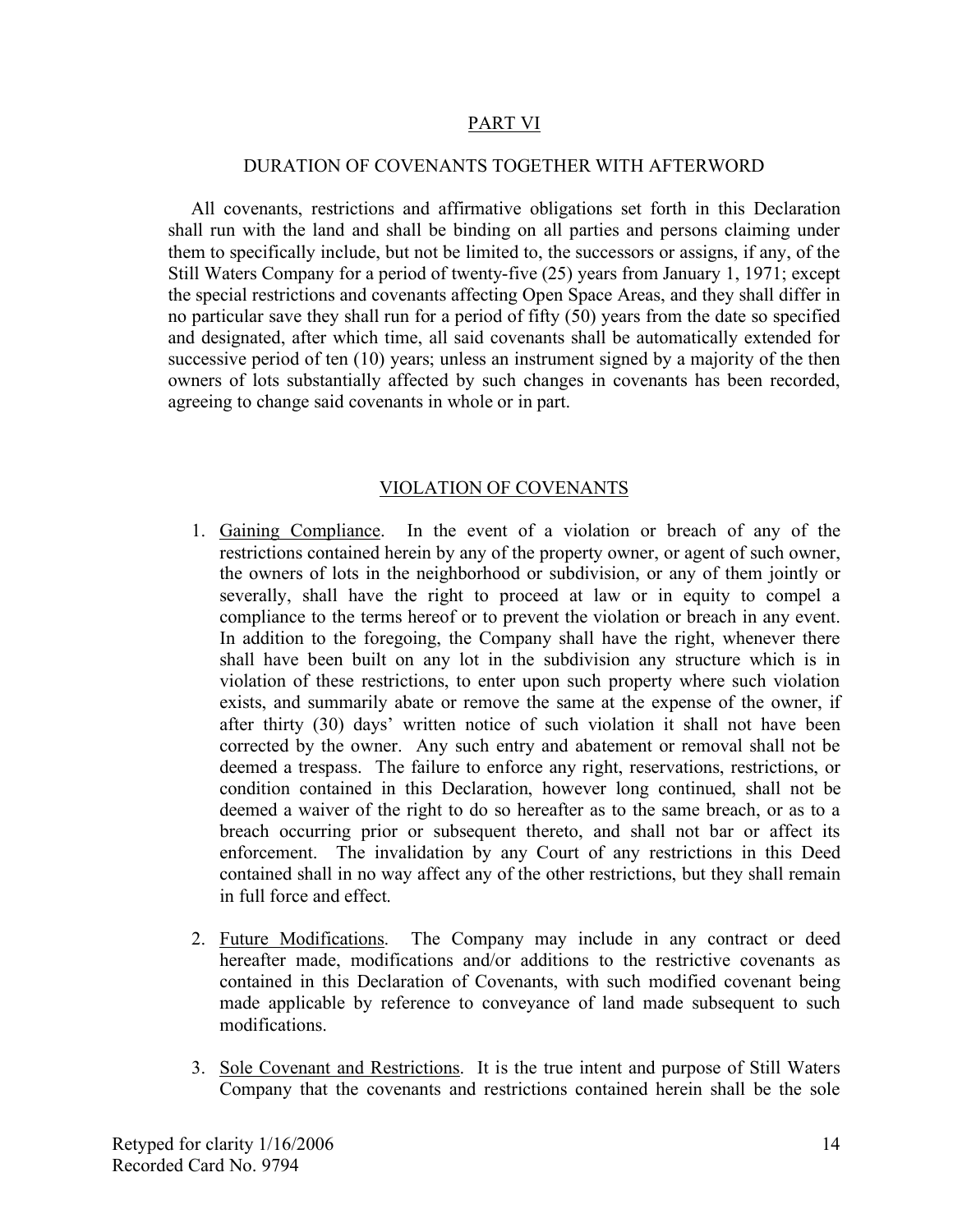## PART VI

### DURATION OF COVENANTS TOGETHER WITH AFTERWORD

All covenants, restrictions and affirmative obligations set forth in this Declaration shall run with the land and shall be binding on all parties and persons claiming under them to specifically include, but not be limited to, the successors or assigns, if any, of the Still Waters Company for a period of twenty-five (25) years from January 1, 1971; except the special restrictions and covenants affecting Open Space Areas, and they shall differ in no particular save they shall run for a period of fifty (50) years from the date so specified and designated, after which time, all said covenants shall be automatically extended for successive period of ten (10) years; unless an instrument signed by a majority of the then owners of lots substantially affected by such changes in covenants has been recorded, agreeing to change said covenants in whole or in part.

### VIOLATION OF COVENANTS

1. Gaining Compliance. In the event of a violation or breach of any of the restrictions contained herein by any of the property owner, or agent of such owner, the owners of lots in the neighborhood or subdivision, or any of them jointly or severally, shall have the right to proceed at law or in equity to compel a compliance to the terms hereof or to prevent the violation or breach in any event. In addition to the foregoing, the Company shall have the right, whenever there shall have been built on any lot in the subdivision any structure which is in violation of these restrictions, to enter upon such property where such violation exists, and summarily abate or remove the same at the expense of the owner, if after thirty (30) days' written notice of such violation it shall not have been corrected by the owner. Any such entry and abatement or removal shall not be deemed a trespass. The failure to enforce any right, reservations, restrictions, or condition contained in this Declaration, however long continued, shall not be deemed a waiver of the right to do so hereafter as to the same breach, or as to a breach occurring prior or subsequent thereto, and shall not bar or affect its enforcement. The invalidation by any Court of any restrictions in this Deed contained shall in no way affect any of the other restrictions, but they shall remain in full force and effect.

2. Future Modifications. The Company may include in any contract or deed hereafter made, modifications and/or additions to the restrictive covenants as contained in this Declaration of Covenants, with such modified covenant being made applicable by reference to conveyance of land made subsequent to such modifications.

3. Sole Covenant and Restrictions. It is the true intent and purpose of Still Waters Company that the covenants and restrictions contained herein shall be the sole

Retyped for clarity 1/16/2006
Recorded Card No. 9794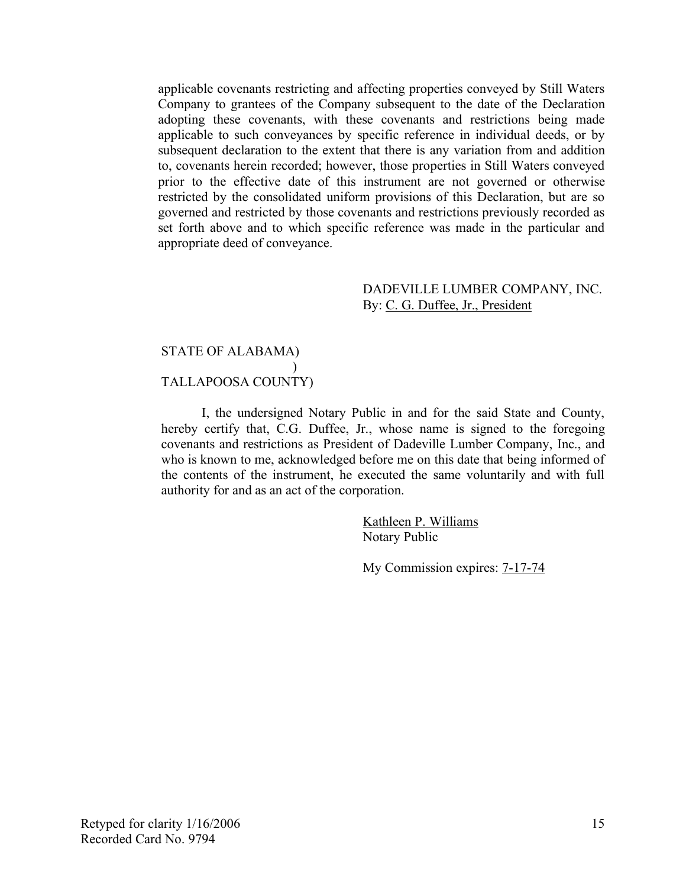applicable covenants restricting and affecting properties conveyed by Still Waters Company to grantees of the Company subsequent to the date of the Declaration adopting these covenants, with these covenants and restrictions being made applicable to such conveyances by specific reference in individual deeds, or by subsequent declaration to the extent that there is any variation from and addition to, covenants herein recorded; however, those properties in Still Waters conveyed prior to the effective date of this instrument are not governed or otherwise restricted by the consolidated uniform provisions of this Declaration, but are so governed and restricted by those covenants and restrictions previously recorded as set forth above and to which specific reference was made in the particular and appropriate deed of conveyance.

DADEVILLE LUMBER COMPANY, INC.
By: C. G. Duffee, Jr., President

STATE OF ALABAMA)
)
TALLAPOOSA COUNTY)

I, the undersigned Notary Public in and for the said State and County, hereby certify that, C.G. Duffee, Jr., whose name is signed to the foregoing covenants and restrictions as President of Dadeville Lumber Company, Inc., and who is known to me, acknowledged before me on this date that being informed of the contents of the instrument, he executed the same voluntarily and with full authority for and as an act of the corporation.

Kathleen P. Williams
Notary Public

My Commission expires: 7-17-74

Retyped for clarity 1/16/2006
Recorded Card No. 9794